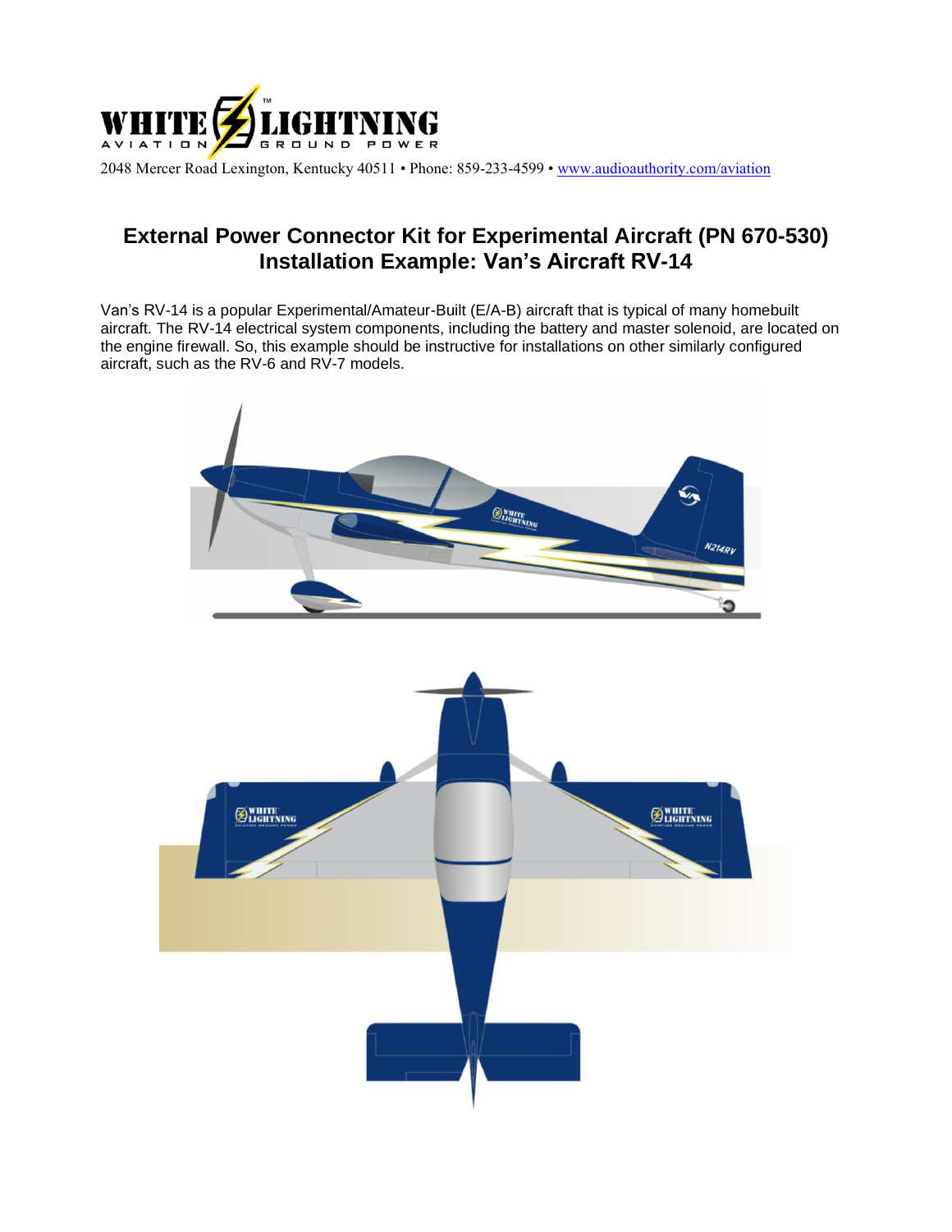WHITE LIGHTNING™ AVIATION GROUND POWER

2048 Mercer Road Lexington, Kentucky 40511 • Phone: 859-233-4599 • www.audioauthority.com/aviation

# External Power Connector Kit for Experimental Aircraft (PN 670-530)
# Installation Example: Van's Aircraft RV-14

Van's RV-14 is a popular Experimental/Amateur-Built (E/A-B) aircraft that is typical of many homebuilt aircraft. The RV-14 electrical system components, including the battery and master solenoid, are located on the engine firewall. So, this example should be instructive for installations on other similarly configured aircraft, such as the RV-6 and RV-7 models.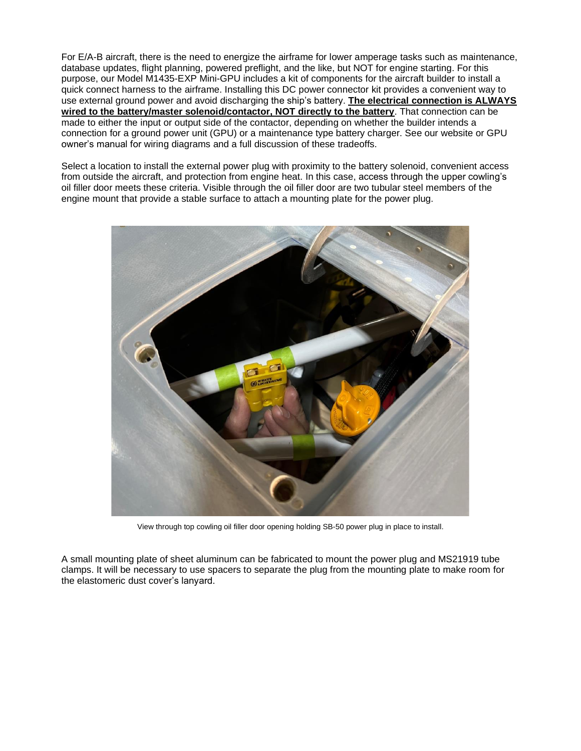For E/A-B aircraft, there is the need to energize the airframe for lower amperage tasks such as maintenance, database updates, flight planning, powered preflight, and the like, but NOT for engine starting. For this purpose, our Model M1435-EXP Mini-GPU includes a kit of components for the aircraft builder to install a quick connect harness to the airframe. Installing this DC power connector kit provides a convenient way to use external ground power and avoid discharging the ship's battery. **The electrical connection is ALWAYS wired to the battery/master solenoid/contactor, NOT directly to the battery**. That connection can be made to either the input or output side of the contactor, depending on whether the builder intends a connection for a ground power unit (GPU) or a maintenance type battery charger. See our website or GPU owner's manual for wiring diagrams and a full discussion of these tradeoffs.

Select a location to install the external power plug with proximity to the battery solenoid, convenient access from outside the aircraft, and protection from engine heat. In this case, access through the upper cowling's oil filler door meets these criteria. Visible through the oil filler door are two tubular steel members of the engine mount that provide a stable surface to attach a mounting plate for the power plug.

View through top cowling oil filler door opening holding SB-50 power plug in place to install.

A small mounting plate of sheet aluminum can be fabricated to mount the power plug and MS21919 tube clamps. It will be necessary to use spacers to separate the plug from the mounting plate to make room for the elastomeric dust cover's lanyard.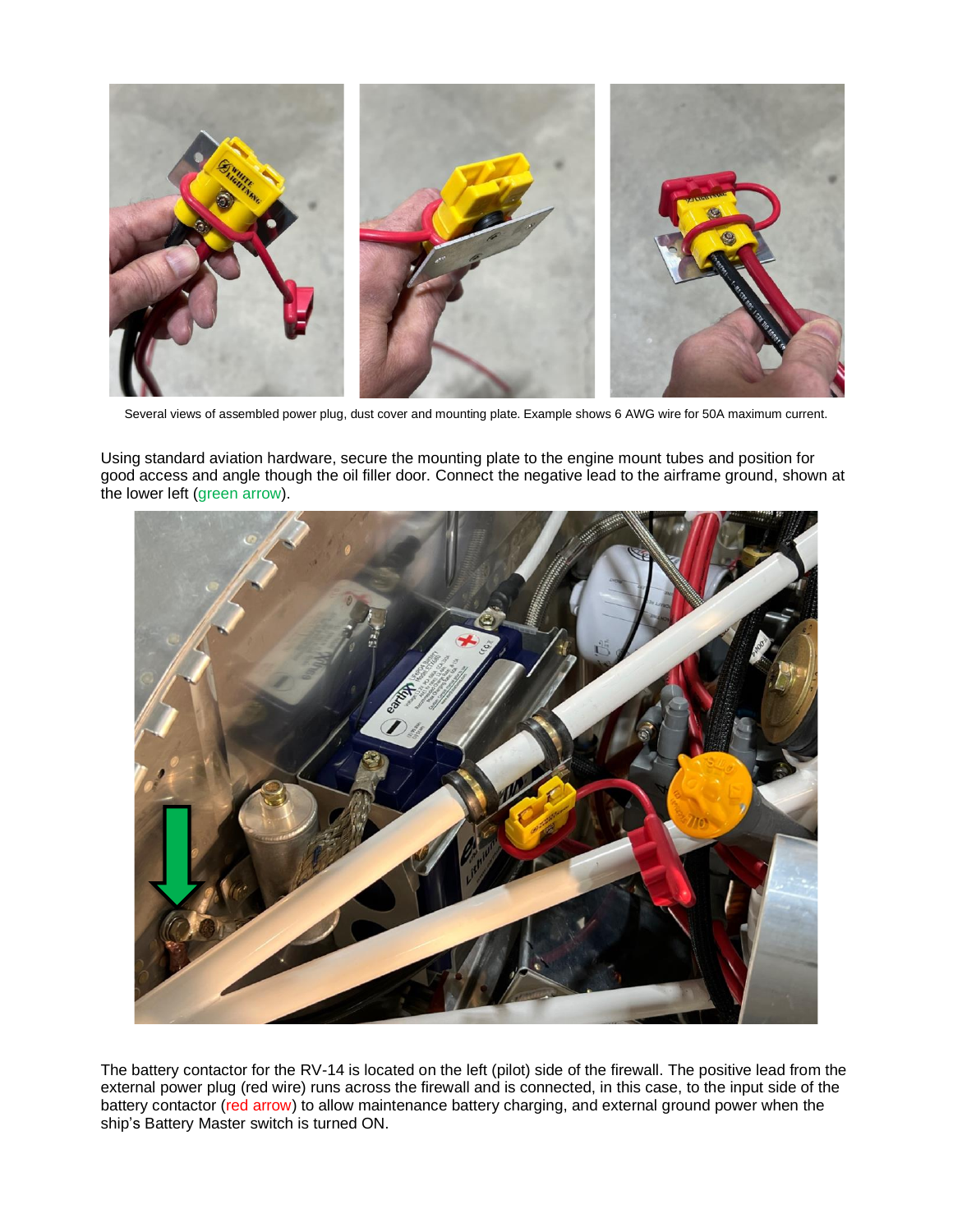Several views of assembled power plug, dust cover and mounting plate. Example shows 6 AWG wire for 50A maximum current.

Using standard aviation hardware, secure the mounting plate to the engine mount tubes and position for good access and angle though the oil filler door. Connect the negative lead to the airframe ground, shown at the lower left (green arrow).

The battery contactor for the RV-14 is located on the left (pilot) side of the firewall. The positive lead from the external power plug (red wire) runs across the firewall and is connected, in this case, to the input side of the battery contactor (red arrow) to allow maintenance battery charging, and external ground power when the ship's Battery Master switch is turned ON.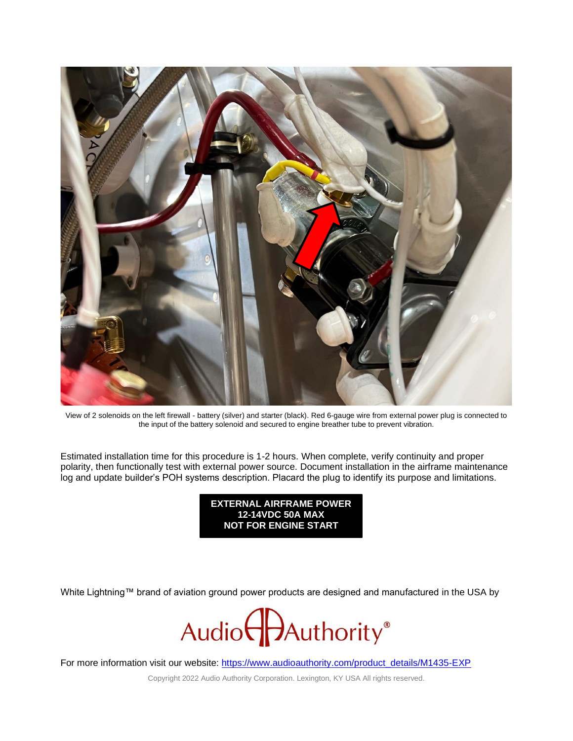View of 2 solenoids on the left firewall - battery (silver) and starter (black). Red 6-gauge wire from external power plug is connected to the input of the battery solenoid and secured to engine breather tube to prevent vibration.

Estimated installation time for this procedure is 1-2 hours. When complete, verify continuity and proper polarity, then functionally test with external power source. Document installation in the airframe maintenance log and update builder's POH systems description. Placard the plug to identify its purpose and limitations.

**EXTERNAL AIRFRAME POWER**
**12-14VDC 50A MAX**
**NOT FOR ENGINE START**

White Lightning™ brand of aviation ground power products are designed and manufactured in the USA by

Audio Authority®

For more information visit our website: https://www.audioauthority.com/product_details/M1435-EXP

Copyright 2022 Audio Authority Corporation. Lexington, KY USA All rights reserved.